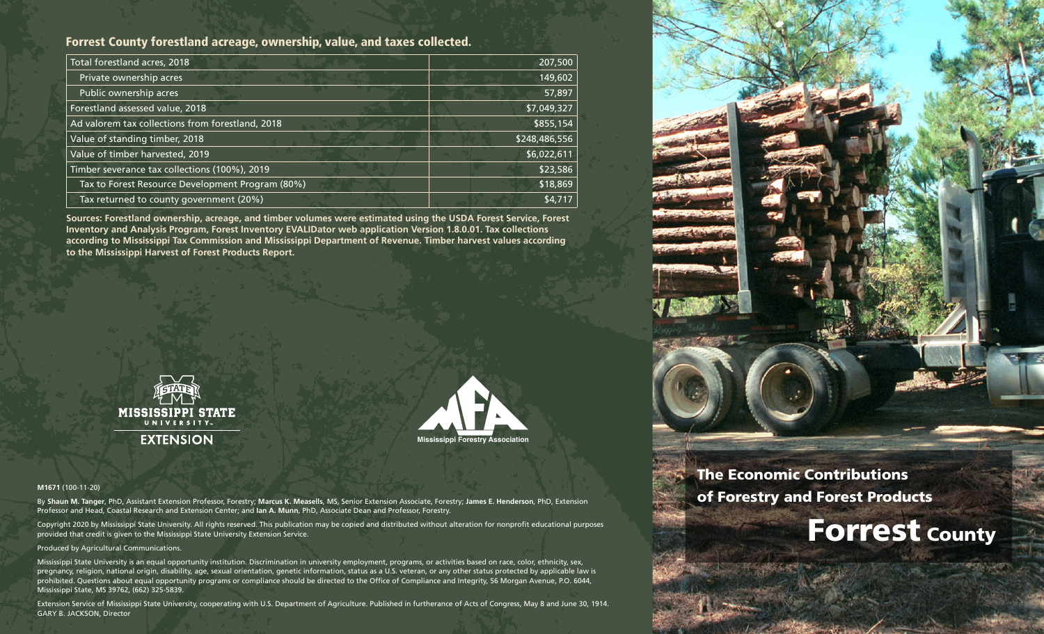## Forrest County forestland acreage, ownership, value, and taxes collected.

| | |
|---|---|
| Total forestland acres, 2018 | 207,500 |
| Private ownership acres | 149,602 |
| Public ownership acres | 57,897 |
| Forestland assessed value, 2018 | $7,049,327 |
| Ad valorem tax collections from forestland, 2018 | $855,154 |
| Value of standing timber, 2018 | $248,486,556 |
| Value of timber harvested, 2019 | $6,022,611 |
| Timber severance tax collections (100%), 2019 | $23,586 |
| Tax to Forest Resource Development Program (80%) | $18,869 |
| Tax returned to county government (20%) | $4,717 |

**Sources: Forestland ownership, acreage, and timber volumes were estimated using the USDA Forest Service, Forest Inventory and Analysis Program, Forest Inventory EVALIDator web application Version 1.8.0.01. Tax collections according to Mississippi Tax Commission and Mississippi Department of Revenue. Timber harvest values according to the Mississippi Harvest of Forest Products Report.**

MISSISSIPPI STATE UNIVERSITY EXTENSION

Mississippi Forestry Association

**M1671** (100-11-20)

By **Shaun M. Tanger**, PhD, Assistant Extension Professor, Forestry; **Marcus K. Measells**, MS, Senior Extension Associate, Forestry; **James E. Henderson**, PhD, Extension Professor and Head, Coastal Research and Extension Center; and **Ian A. Munn**, PhD, Associate Dean and Professor, Forestry.

Copyright 2020 by Mississippi State University. All rights reserved. This publication may be copied and distributed without alteration for nonprofit educational purposes provided that credit is given to the Mississippi State University Extension Service.

Produced by Agricultural Communications.

Mississippi State University is an equal opportunity institution. Discrimination in university employment, programs, or activities based on race, color, ethnicity, sex, pregnancy, religion, national origin, disability, age, sexual orientation, genetic information, status as a U.S. veteran, or any other status protected by applicable law is prohibited. Questions about equal opportunity programs or compliance should be directed to the Office of Compliance and Integrity, 56 Morgan Avenue, P.O. 6044, Mississippi State, MS 39762, (662) 325-5839.

Extension Service of Mississippi State University, cooperating with U.S. Department of Agriculture. Published in furtherance of Acts of Congress, May 8 and June 30, 1914. GARY B. JACKSON, Director

# The Economic Contributions of Forestry and Forest Products

# Forrest County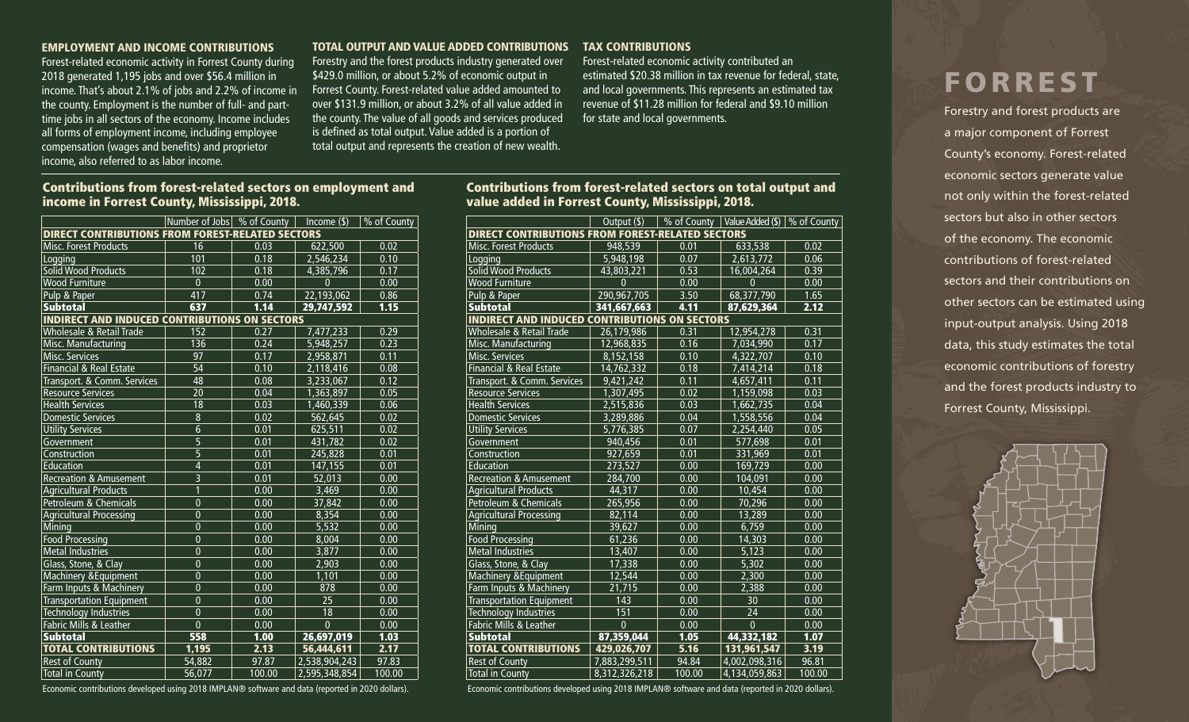# FORREST

Forestry and forest products are a major component of Forrest County's economy. Forest-related economic sectors generate value not only within the forest-related sectors but also in other sectors of the economy. The economic contributions of forest-related sectors and their contributions on other sectors can be estimated using input-output analysis. Using 2018 data, this study estimates the total economic contributions of forestry and the forest products industry to Forrest County, Mississippi.

### EMPLOYMENT AND INCOME CONTRIBUTIONS

Forest-related economic activity in Forrest County during 2018 generated 1,195 jobs and over $56.4 million in income. That's about 2.1% of jobs and 2.2% of income in the county. Employment is the number of full- and part-time jobs in all sectors of the economy. Income includes all forms of employment income, including employee compensation (wages and benefits) and proprietor income, also referred to as labor income.

### TOTAL OUTPUT AND VALUE ADDED CONTRIBUTIONS

Forestry and the forest products industry generated over $429.0 million, or about 5.2% of economic output in Forrest County. Forest-related value added amounted to over $131.9 million, or about 3.2% of all value added in the county. The value of all goods and services produced is defined as total output. Value added is a portion of total output and represents the creation of new wealth.

### TAX CONTRIBUTIONS

Forest-related economic activity contributed an estimated $20.38 million in tax revenue for federal, state, and local governments. This represents an estimated tax revenue of $11.28 million for federal and $9.10 million for state and local governments.

## Contributions from forest-related sectors on employment and income in Forrest County, Mississippi, 2018.

| | Number of Jobs | % of County | Income ($) | % of County |
|---|---|---|---|---|
| **DIRECT CONTRIBUTIONS FROM FOREST-RELATED SECTORS** | | | | |
| Misc. Forest Products | 16 | 0.03 | 622,500 | 0.02 |
| Logging | 101 | 0.18 | 2,546,234 | 0.10 |
| Solid Wood Products | 102 | 0.18 | 4,385,796 | 0.17 |
| Wood Furniture | 0 | 0.00 | 0 | 0.00 |
| Pulp & Paper | 417 | 0.74 | 22,193,062 | 0.86 |
| **Subtotal** | **637** | **1.14** | **29,747,592** | **1.15** |
| **INDIRECT AND INDUCED CONTRIBUTIONS ON SECTORS** | | | | |
| Wholesale & Retail Trade | 152 | 0.27 | 7,477,233 | 0.29 |
| Misc. Manufacturing | 136 | 0.24 | 5,948,257 | 0.23 |
| Misc. Services | 97 | 0.17 | 2,958,871 | 0.11 |
| Financial & Real Estate | 54 | 0.10 | 2,118,416 | 0.08 |
| Transport. & Comm. Services | 48 | 0.08 | 3,233,067 | 0.12 |
| Resource Services | 20 | 0.04 | 1,363,897 | 0.05 |
| Health Services | 18 | 0.03 | 1,460,339 | 0.06 |
| Domestic Services | 8 | 0.02 | 562,645 | 0.02 |
| Utility Services | 6 | 0.01 | 625,511 | 0.02 |
| Government | 5 | 0.01 | 431,782 | 0.02 |
| Construction | 5 | 0.01 | 245,828 | 0.01 |
| Education | 4 | 0.01 | 147,155 | 0.01 |
| Recreation & Amusement | 3 | 0.01 | 52,013 | 0.00 |
| Agricultural Products | 1 | 0.00 | 3,469 | 0.00 |
| Petroleum & Chemicals | 0 | 0.00 | 37,842 | 0.00 |
| Agricultural Processing | 0 | 0.00 | 8,354 | 0.00 |
| Mining | 0 | 0.00 | 5,532 | 0.00 |
| Food Processing | 0 | 0.00 | 8,004 | 0.00 |
| Metal Industries | 0 | 0.00 | 3,877 | 0.00 |
| Glass, Stone, & Clay | 0 | 0.00 | 2,903 | 0.00 |
| Machinery &Equipment | 0 | 0.00 | 1,101 | 0.00 |
| Farm Inputs & Machinery | 0 | 0.00 | 878 | 0.00 |
| Transportation Equipment | 0 | 0.00 | 25 | 0.00 |
| Technology Industries | 0 | 0.00 | 18 | 0.00 |
| Fabric Mills & Leather | 0 | 0.00 | 0 | 0.00 |
| **Subtotal** | **558** | **1.00** | **26,697,019** | **1.03** |
| **TOTAL CONTRIBUTIONS** | **1,195** | **2.13** | **56,444,611** | **2.17** |
| Rest of County | 54,882 | 97.87 | 2,538,904,243 | 97.83 |
| Total in County | 56,077 | 100.00 | 2,595,348,854 | 100.00 |

Economic contributions developed using 2018 IMPLAN® software and data (reported in 2020 dollars).

## Contributions from forest-related sectors on total output and value added in Forrest County, Mississippi, 2018.

| | Output ($) | % of County | Value Added ($) | % of County |
|---|---|---|---|---|
| **DIRECT CONTRIBUTIONS FROM FOREST-RELATED SECTORS** | | | | |
| Misc. Forest Products | 948,539 | 0.01 | 633,538 | 0.02 |
| Logging | 5,948,198 | 0.07 | 2,613,772 | 0.06 |
| Solid Wood Products | 43,803,221 | 0.53 | 16,004,264 | 0.39 |
| Wood Furniture | 0 | 0.00 | 0 | 0.00 |
| Pulp & Paper | 290,967,705 | 3.50 | 68,377,790 | 1.65 |
| **Subtotal** | **341,667,663** | **4.11** | **87,629,364** | **2.12** |
| **INDIRECT AND INDUCED CONTRIBUTIONS ON SECTORS** | | | | |
| Wholesale & Retail Trade | 26,179,986 | 0.31 | 12,954,278 | 0.31 |
| Misc. Manufacturing | 12,968,835 | 0.16 | 7,034,990 | 0.17 |
| Misc. Services | 8,152,158 | 0.10 | 4,322,707 | 0.10 |
| Financial & Real Estate | 14,762,332 | 0.18 | 7,414,214 | 0.18 |
| Transport. & Comm. Services | 9,421,242 | 0.11 | 4,657,411 | 0.11 |
| Resource Services | 1,307,495 | 0.02 | 1,159,098 | 0.03 |
| Health Services | 2,515,836 | 0.03 | 1,662,735 | 0.04 |
| Domestic Services | 3,289,886 | 0.04 | 1,558,556 | 0.04 |
| Utility Services | 5,776,385 | 0.07 | 2,254,440 | 0.05 |
| Government | 940,456 | 0.01 | 577,698 | 0.01 |
| Construction | 927,659 | 0.01 | 331,969 | 0.01 |
| Education | 273,527 | 0.00 | 169,729 | 0.00 |
| Recreation & Amusement | 284,700 | 0.00 | 104,091 | 0.00 |
| Agricultural Products | 44,317 | 0.00 | 10,454 | 0.00 |
| Petroleum & Chemicals | 265,956 | 0.00 | 70,296 | 0.00 |
| Agricultural Processing | 82,114 | 0.00 | 13,289 | 0.00 |
| Mining | 39,627 | 0.00 | 6,759 | 0.00 |
| Food Processing | 61,236 | 0.00 | 14,303 | 0.00 |
| Metal Industries | 13,407 | 0.00 | 5,123 | 0.00 |
| Glass, Stone, & Clay | 17,338 | 0.00 | 5,302 | 0.00 |
| Machinery &Equipment | 12,544 | 0.00 | 2,300 | 0.00 |
| Farm Inputs & Machinery | 21,715 | 0.00 | 2,388 | 0.00 |
| Transportation Equipment | 143 | 0.00 | 30 | 0.00 |
| Technology Industries | 151 | 0.00 | 24 | 0.00 |
| Fabric Mills & Leather | 0 | 0.00 | 0 | 0.00 |
| **Subtotal** | **87,359,044** | **1.05** | **44,332,182** | **1.07** |
| **TOTAL CONTRIBUTIONS** | **429,026,707** | **5.16** | **131,961,547** | **3.19** |
| Rest of County | 7,883,299,511 | 94.84 | 4,002,098,316 | 96.81 |
| Total in County | 8,312,326,218 | 100.00 | 4,134,059,863 | 100.00 |

Economic contributions developed using 2018 IMPLAN® software and data (reported in 2020 dollars).